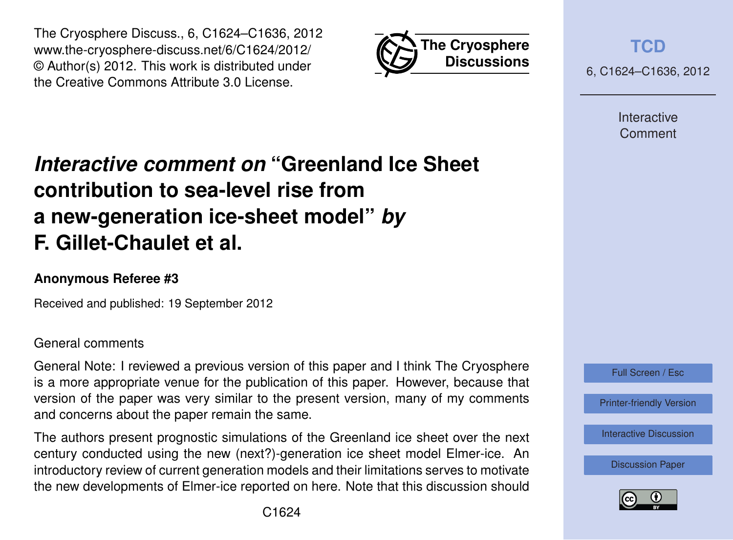The Cryosphere Discuss., 6, C1624–C1636, 2012
www.the-cryosphere-discuss.net/6/C1624/2012/
© Author(s) 2012. This work is distributed under the Creative Commons Attribute 3.0 License.

# *Interactive comment on* "Greenland Ice Sheet contribution to sea-level rise from a new-generation ice-sheet model" *by* F. Gillet-Chaulet et al.

**Anonymous Referee #3**

Received and published: 19 September 2012

General comments

General Note: I reviewed a previous version of this paper and I think The Cryosphere is a more appropriate venue for the publication of this paper. However, because that version of the paper was very similar to the present version, many of my comments and concerns about the paper remain the same.

The authors present prognostic simulations of the Greenland ice sheet over the next century conducted using the new (next?)-generation ice sheet model Elmer-ice. An introductory review of current generation models and their limitations serves to motivate the new developments of Elmer-ice reported on here. Note that this discussion should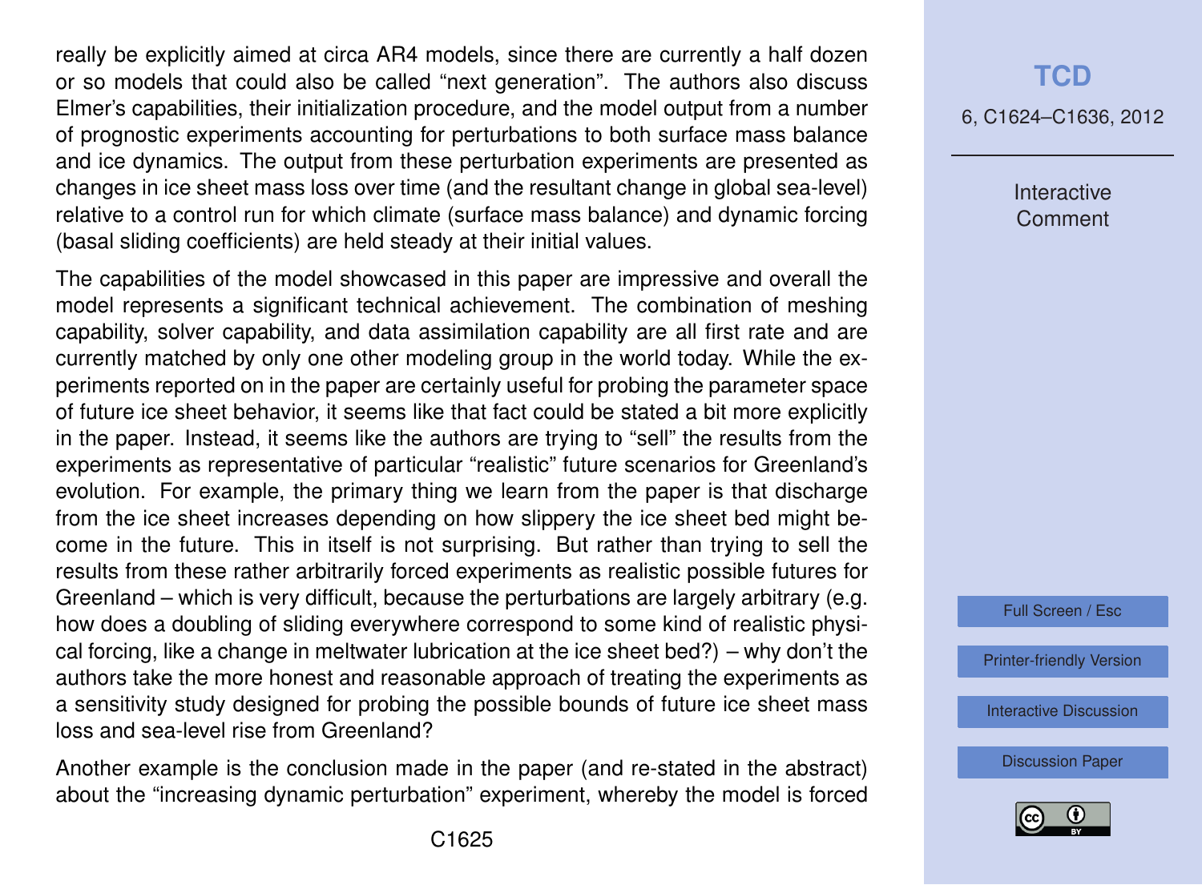really be explicitly aimed at circa AR4 models, since there are currently a half dozen or so models that could also be called "next generation". The authors also discuss Elmer's capabilities, their initialization procedure, and the model output from a number of prognostic experiments accounting for perturbations to both surface mass balance and ice dynamics. The output from these perturbation experiments are presented as changes in ice sheet mass loss over time (and the resultant change in global sea-level) relative to a control run for which climate (surface mass balance) and dynamic forcing (basal sliding coefficients) are held steady at their initial values.

The capabilities of the model showcased in this paper are impressive and overall the model represents a significant technical achievement. The combination of meshing capability, solver capability, and data assimilation capability are all first rate and are currently matched by only one other modeling group in the world today. While the experiments reported on in the paper are certainly useful for probing the parameter space of future ice sheet behavior, it seems like that fact could be stated a bit more explicitly in the paper. Instead, it seems like the authors are trying to "sell" the results from the experiments as representative of particular "realistic" future scenarios for Greenland's evolution. For example, the primary thing we learn from the paper is that discharge from the ice sheet increases depending on how slippery the ice sheet bed might become in the future. This in itself is not surprising. But rather than trying to sell the results from these rather arbitrarily forced experiments as realistic possible futures for Greenland – which is very difficult, because the perturbations are largely arbitrary (e.g. how does a doubling of sliding everywhere correspond to some kind of realistic physical forcing, like a change in meltwater lubrication at the ice sheet bed?) – why don't the authors take the more honest and reasonable approach of treating the experiments as a sensitivity study designed for probing the possible bounds of future ice sheet mass loss and sea-level rise from Greenland?

Another example is the conclusion made in the paper (and re-stated in the abstract) about the "increasing dynamic perturbation" experiment, whereby the model is forced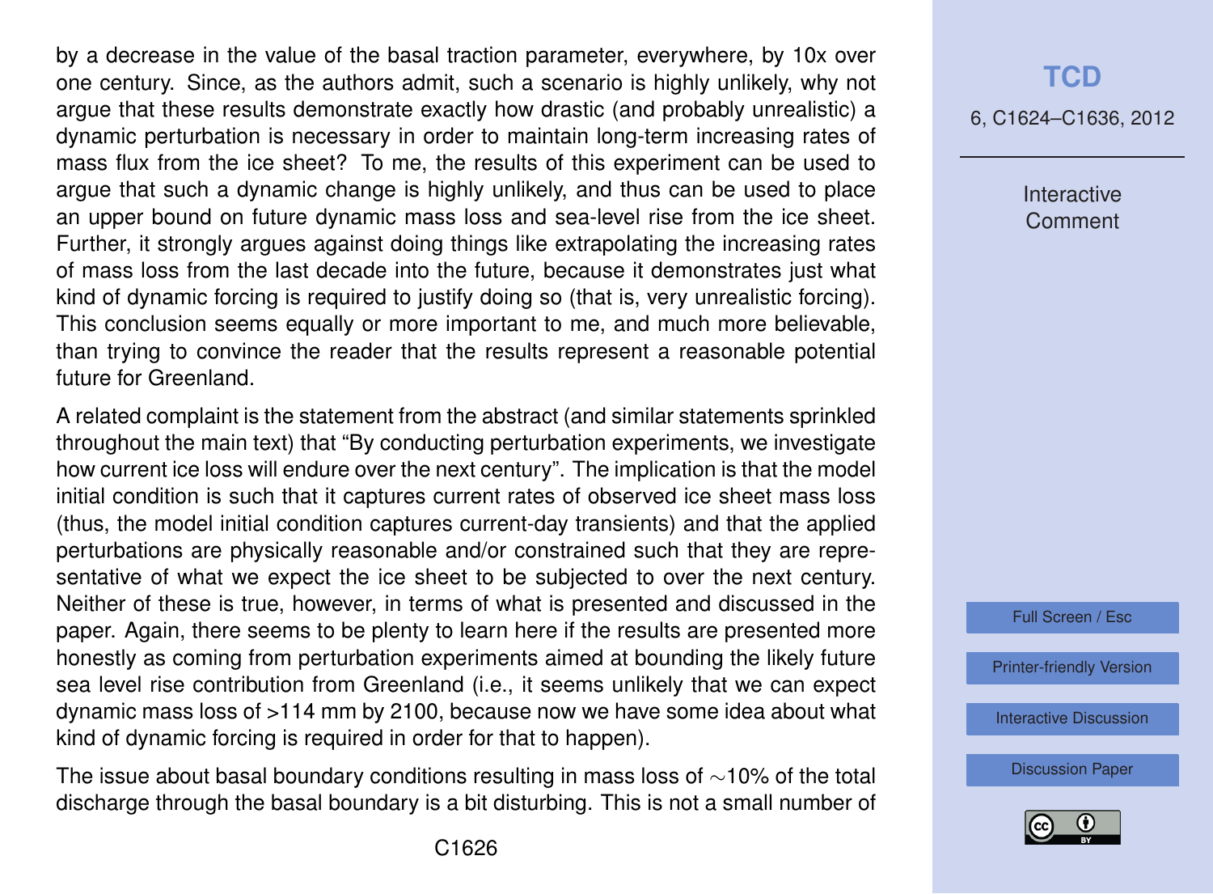by a decrease in the value of the basal traction parameter, everywhere, by 10x over one century. Since, as the authors admit, such a scenario is highly unlikely, why not argue that these results demonstrate exactly how drastic (and probably unrealistic) a dynamic perturbation is necessary in order to maintain long-term increasing rates of mass flux from the ice sheet? To me, the results of this experiment can be used to argue that such a dynamic change is highly unlikely, and thus can be used to place an upper bound on future dynamic mass loss and sea-level rise from the ice sheet. Further, it strongly argues against doing things like extrapolating the increasing rates of mass loss from the last decade into the future, because it demonstrates just what kind of dynamic forcing is required to justify doing so (that is, very unrealistic forcing). This conclusion seems equally or more important to me, and much more believable, than trying to convince the reader that the results represent a reasonable potential future for Greenland.

A related complaint is the statement from the abstract (and similar statements sprinkled throughout the main text) that "By conducting perturbation experiments, we investigate how current ice loss will endure over the next century". The implication is that the model initial condition is such that it captures current rates of observed ice sheet mass loss (thus, the model initial condition captures current-day transients) and that the applied perturbations are physically reasonable and/or constrained such that they are representative of what we expect the ice sheet to be subjected to over the next century. Neither of these is true, however, in terms of what is presented and discussed in the paper. Again, there seems to be plenty to learn here if the results are presented more honestly as coming from perturbation experiments aimed at bounding the likely future sea level rise contribution from Greenland (i.e., it seems unlikely that we can expect dynamic mass loss of >114 mm by 2100, because now we have some idea about what kind of dynamic forcing is required in order for that to happen).

The issue about basal boundary conditions resulting in mass loss of $\sim$10% of the total discharge through the basal boundary is a bit disturbing. This is not a small number of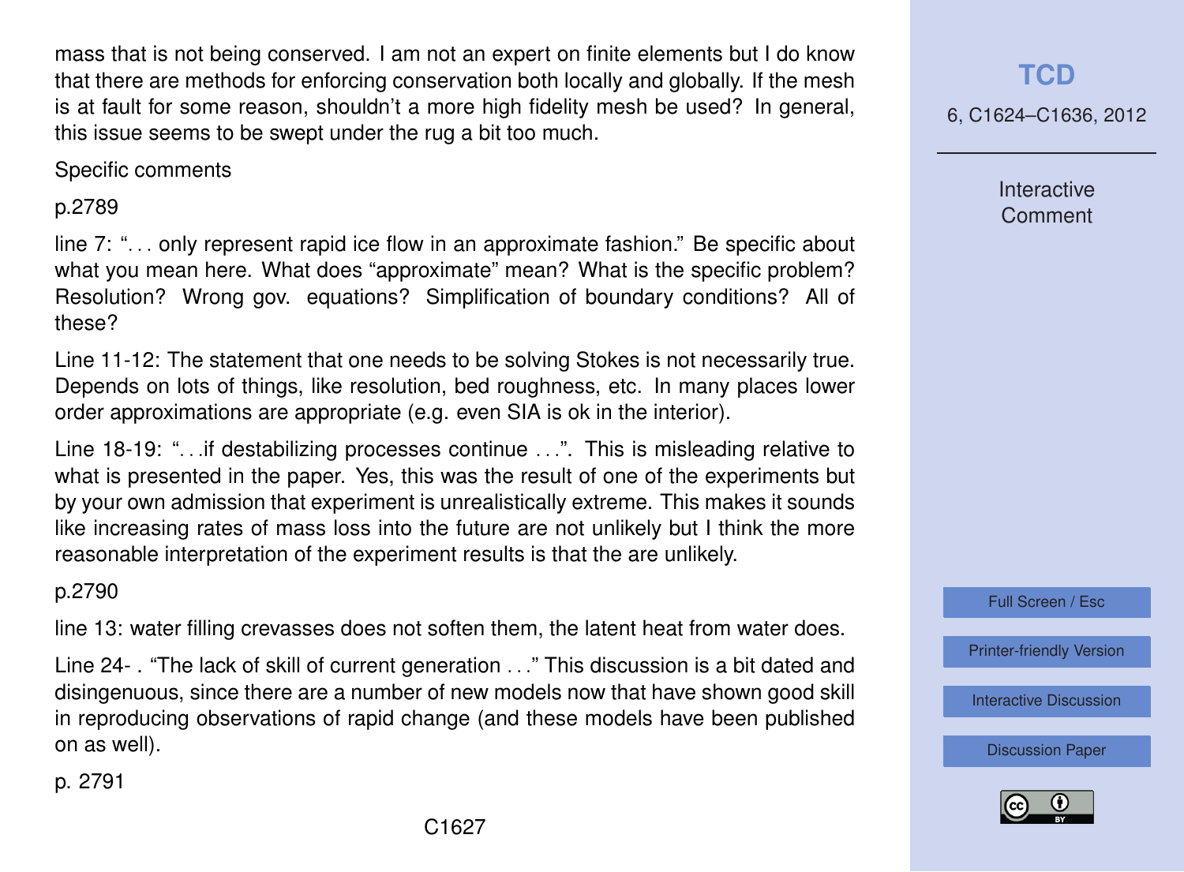mass that is not being conserved. I am not an expert on finite elements but I do know that there are methods for enforcing conservation both locally and globally. If the mesh is at fault for some reason, shouldn't a more high fidelity mesh be used? In general, this issue seems to be swept under the rug a bit too much.

Specific comments

p.2789

line 7: "... only represent rapid ice flow in an approximate fashion." Be specific about what you mean here. What does "approximate" mean? What is the specific problem? Resolution? Wrong gov. equations? Simplification of boundary conditions? All of these?

Line 11-12: The statement that one needs to be solving Stokes is not necessarily true. Depends on lots of things, like resolution, bed roughness, etc. In many places lower order approximations are appropriate (e.g. even SIA is ok in the interior).

Line 18-19: "...if destabilizing processes continue ...". This is misleading relative to what is presented in the paper. Yes, this was the result of one of the experiments but by your own admission that experiment is unrealistically extreme. This makes it sounds like increasing rates of mass loss into the future are not unlikely but I think the more reasonable interpretation of the experiment results is that the are unlikely.

p.2790

line 13: water filling crevasses does not soften them, the latent heat from water does.

Line 24- . "The lack of skill of current generation ..." This discussion is a bit dated and disingenuous, since there are a number of new models now that have shown good skill in reproducing observations of rapid change (and these models have been published on as well).

p. 2791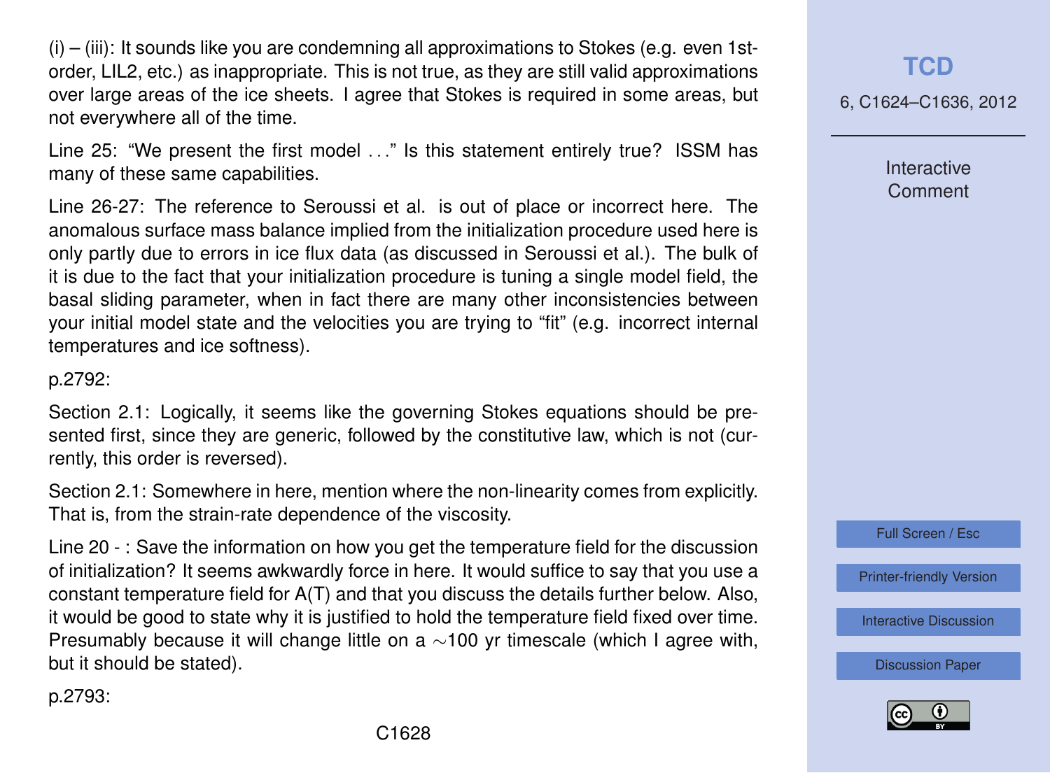(i) – (iii): It sounds like you are condemning all approximations to Stokes (e.g. even 1st-order, LIL2, etc.) as inappropriate. This is not true, as they are still valid approximations over large areas of the ice sheets. I agree that Stokes is required in some areas, but not everywhere all of the time.

Line 25: "We present the first model ..." Is this statement entirely true? ISSM has many of these same capabilities.

Line 26-27: The reference to Seroussi et al. is out of place or incorrect here. The anomalous surface mass balance implied from the initialization procedure used here is only partly due to errors in ice flux data (as discussed in Seroussi et al.). The bulk of it is due to the fact that your initialization procedure is tuning a single model field, the basal sliding parameter, when in fact there are many other inconsistencies between your initial model state and the velocities you are trying to "fit" (e.g. incorrect internal temperatures and ice softness).

p.2792:

Section 2.1: Logically, it seems like the governing Stokes equations should be presented first, since they are generic, followed by the constitutive law, which is not (currently, this order is reversed).

Section 2.1: Somewhere in here, mention where the non-linearity comes from explicitly. That is, from the strain-rate dependence of the viscosity.

Line 20 - : Save the information on how you get the temperature field for the discussion of initialization? It seems awkwardly force in here. It would suffice to say that you use a constant temperature field for A(T) and that you discuss the details further below. Also, it would be good to state why it is justified to hold the temperature field fixed over time. Presumably because it will change little on a $\sim$100 yr timescale (which I agree with, but it should be stated).

p.2793: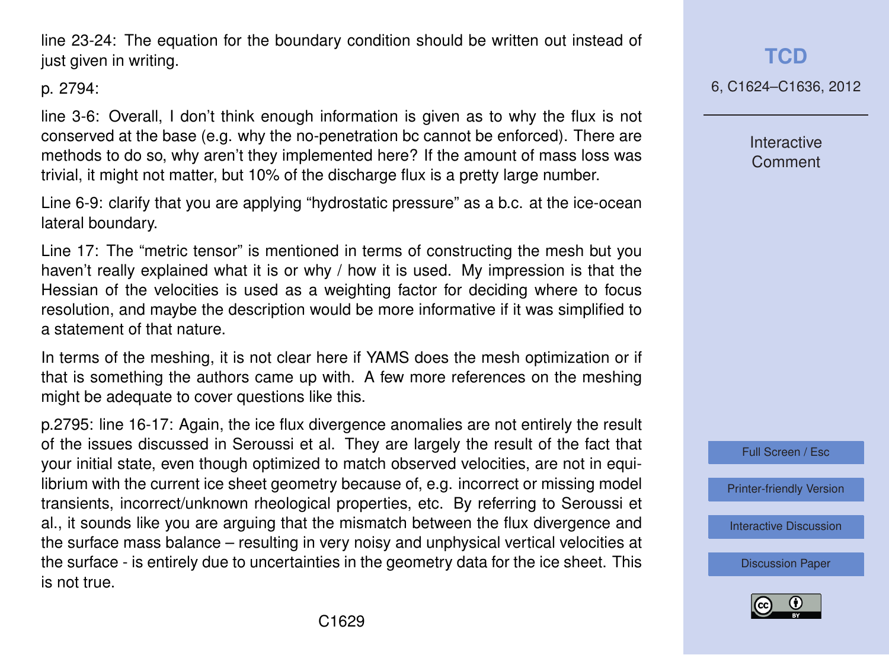line 23-24: The equation for the boundary condition should be written out instead of just given in writing.

p. 2794:

line 3-6: Overall, I don't think enough information is given as to why the flux is not conserved at the base (e.g. why the no-penetration bc cannot be enforced). There are methods to do so, why aren't they implemented here? If the amount of mass loss was trivial, it might not matter, but 10% of the discharge flux is a pretty large number.

Line 6-9: clarify that you are applying "hydrostatic pressure" as a b.c. at the ice-ocean lateral boundary.

Line 17: The "metric tensor" is mentioned in terms of constructing the mesh but you haven't really explained what it is or why / how it is used. My impression is that the Hessian of the velocities is used as a weighting factor for deciding where to focus resolution, and maybe the description would be more informative if it was simplified to a statement of that nature.

In terms of the meshing, it is not clear here if YAMS does the mesh optimization or if that is something the authors came up with. A few more references on the meshing might be adequate to cover questions like this.

p.2795: line 16-17: Again, the ice flux divergence anomalies are not entirely the result of the issues discussed in Seroussi et al. They are largely the result of the fact that your initial state, even though optimized to match observed velocities, are not in equilibrium with the current ice sheet geometry because of, e.g. incorrect or missing model transients, incorrect/unknown rheological properties, etc. By referring to Seroussi et al., it sounds like you are arguing that the mismatch between the flux divergence and the surface mass balance – resulting in very noisy and unphysical vertical velocities at the surface - is entirely due to uncertainties in the geometry data for the ice sheet. This is not true.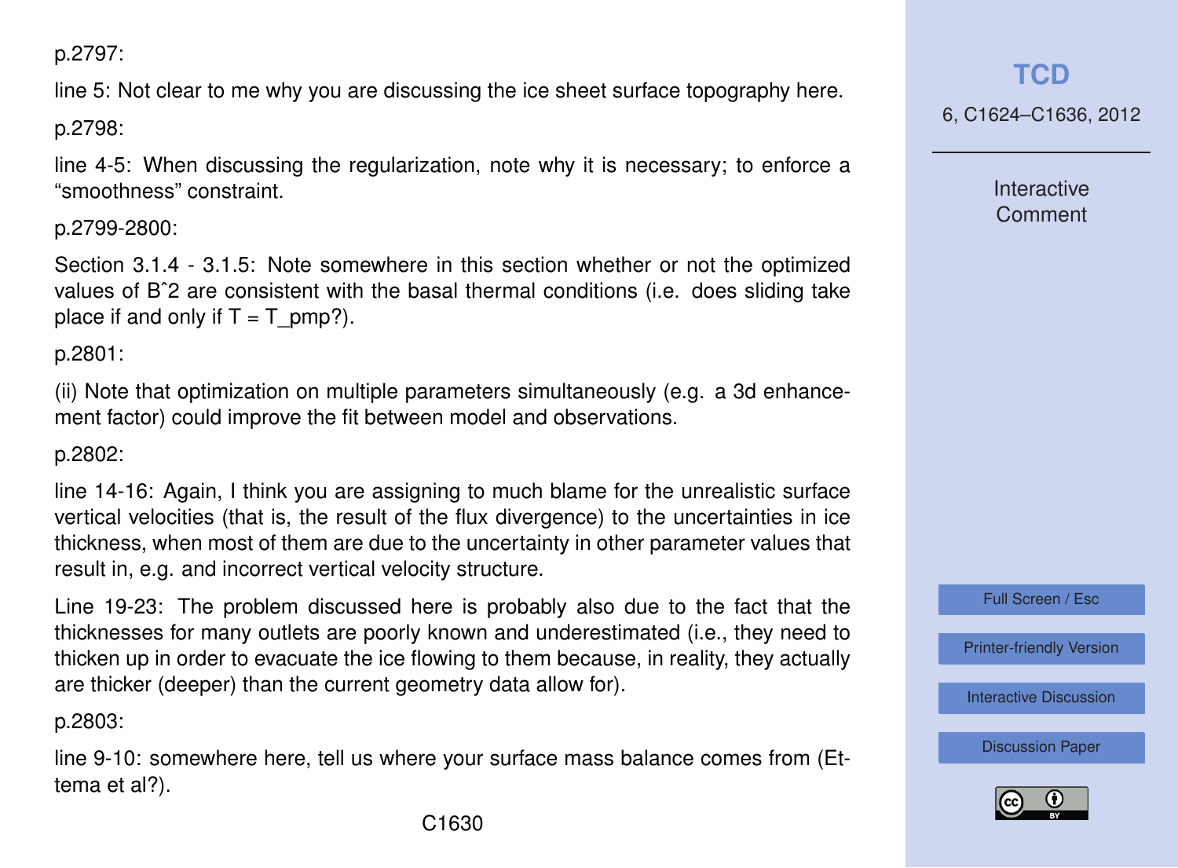p.2797:

line 5: Not clear to me why you are discussing the ice sheet surface topography here.

p.2798:

line 4-5: When discussing the regularization, note why it is necessary; to enforce a "smoothness" constraint.

p.2799-2800:

Section 3.1.4 - 3.1.5: Note somewhere in this section whether or not the optimized values of B^2 are consistent with the basal thermal conditions (i.e. does sliding take place if and only if $T = T_{pmp}$?).

p.2801:

(ii) Note that optimization on multiple parameters simultaneously (e.g. a 3d enhancement factor) could improve the fit between model and observations.

p.2802:

line 14-16: Again, I think you are assigning to much blame for the unrealistic surface vertical velocities (that is, the result of the flux divergence) to the uncertainties in ice thickness, when most of them are due to the uncertainty in other parameter values that result in, e.g. and incorrect vertical velocity structure.

Line 19-23: The problem discussed here is probably also due to the fact that the thicknesses for many outlets are poorly known and underestimated (i.e., they need to thicken up in order to evacuate the ice flowing to them because, in reality, they actually are thicker (deeper) than the current geometry data allow for).

p.2803:

line 9-10: somewhere here, tell us where your surface mass balance comes from (Ettema et al?).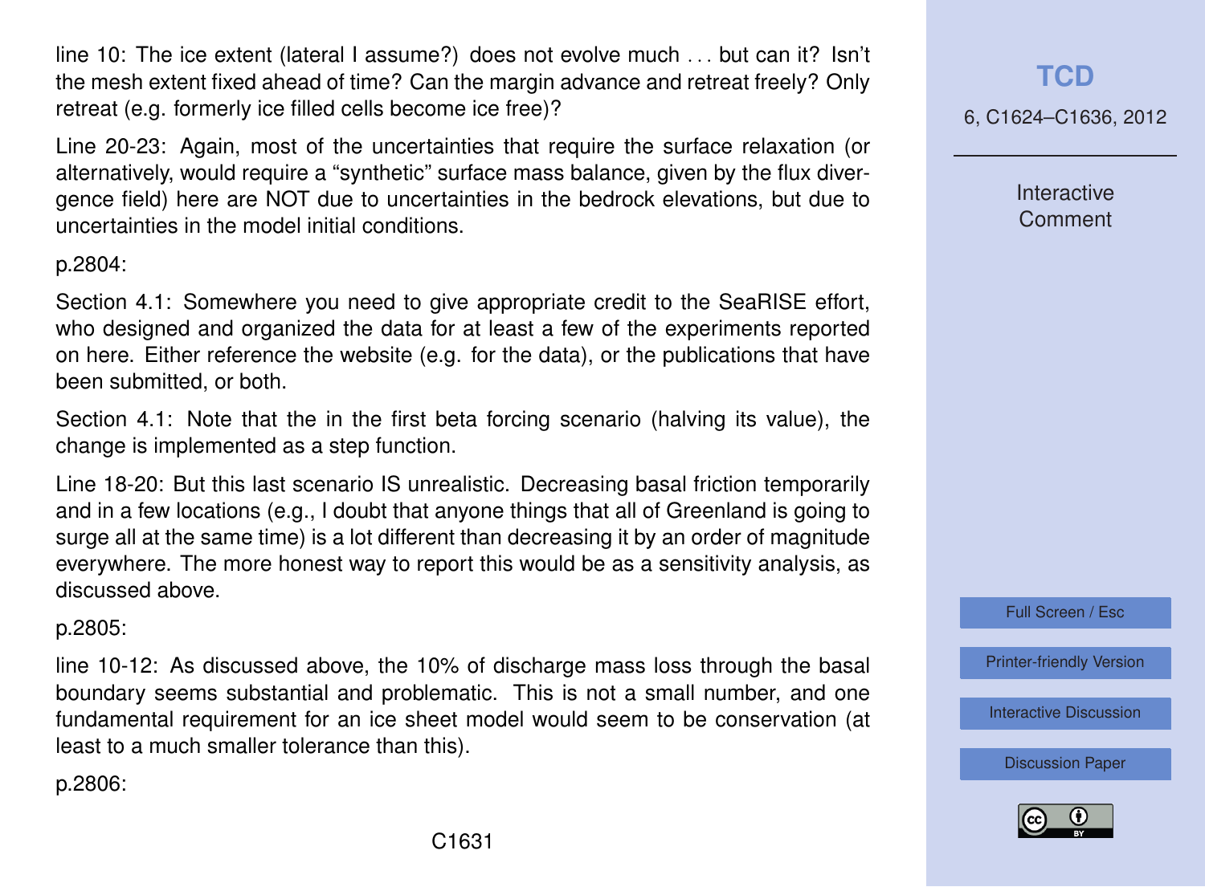line 10: The ice extent (lateral I assume?) does not evolve much . . . but can it? Isn't the mesh extent fixed ahead of time? Can the margin advance and retreat freely? Only retreat (e.g. formerly ice filled cells become ice free)?

Line 20-23: Again, most of the uncertainties that require the surface relaxation (or alternatively, would require a "synthetic" surface mass balance, given by the flux divergence field) here are NOT due to uncertainties in the bedrock elevations, but due to uncertainties in the model initial conditions.

p.2804:

Section 4.1: Somewhere you need to give appropriate credit to the SeaRISE effort, who designed and organized the data for at least a few of the experiments reported on here. Either reference the website (e.g. for the data), or the publications that have been submitted, or both.

Section 4.1: Note that the in the first beta forcing scenario (halving its value), the change is implemented as a step function.

Line 18-20: But this last scenario IS unrealistic. Decreasing basal friction temporarily and in a few locations (e.g., I doubt that anyone things that all of Greenland is going to surge all at the same time) is a lot different than decreasing it by an order of magnitude everywhere. The more honest way to report this would be as a sensitivity analysis, as discussed above.

p.2805:

line 10-12: As discussed above, the 10% of discharge mass loss through the basal boundary seems substantial and problematic. This is not a small number, and one fundamental requirement for an ice sheet model would seem to be conservation (at least to a much smaller tolerance than this).

p.2806: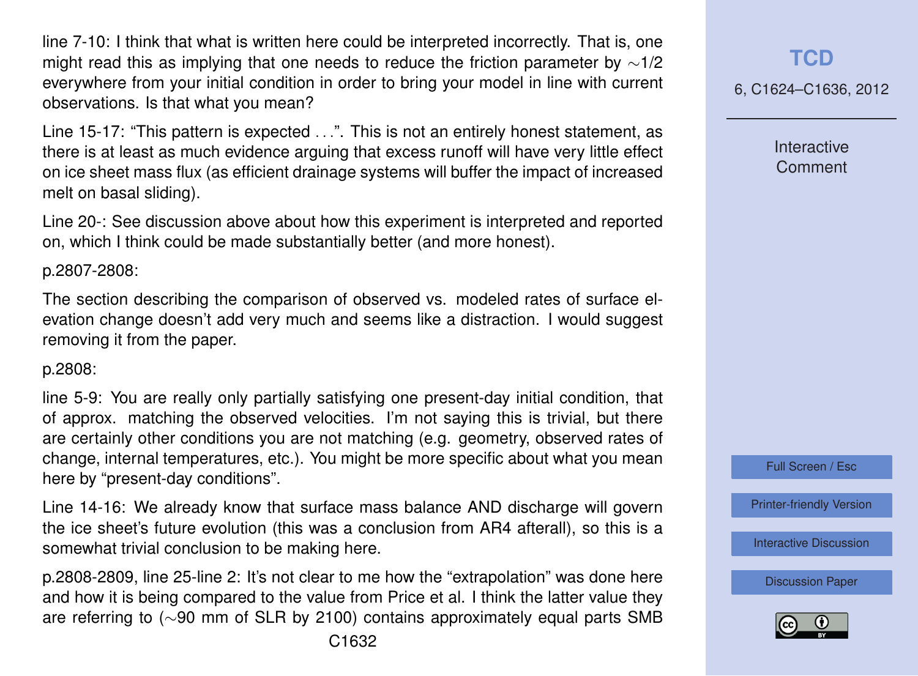line 7-10: I think that what is written here could be interpreted incorrectly. That is, one might read this as implying that one needs to reduce the friction parameter by $\sim$1/2 everywhere from your initial condition in order to bring your model in line with current observations. Is that what you mean?

Line 15-17: "This pattern is expected . . .". This is not an entirely honest statement, as there is at least as much evidence arguing that excess runoff will have very little effect on ice sheet mass flux (as efficient drainage systems will buffer the impact of increased melt on basal sliding).

Line 20-: See discussion above about how this experiment is interpreted and reported on, which I think could be made substantially better (and more honest).

p.2807-2808:

The section describing the comparison of observed vs. modeled rates of surface elevation change doesn't add very much and seems like a distraction. I would suggest removing it from the paper.

p.2808:

line 5-9: You are really only partially satisfying one present-day initial condition, that of approx. matching the observed velocities. I'm not saying this is trivial, but there are certainly other conditions you are not matching (e.g. geometry, observed rates of change, internal temperatures, etc.). You might be more specific about what you mean here by "present-day conditions".

Line 14-16: We already know that surface mass balance AND discharge will govern the ice sheet's future evolution (this was a conclusion from AR4 afterall), so this is a somewhat trivial conclusion to be making here.

p.2808-2809, line 25-line 2: It's not clear to me how the "extrapolation" was done here and how it is being compared to the value from Price et al. I think the latter value they are referring to ($\sim$90 mm of SLR by 2100) contains approximately equal parts SMB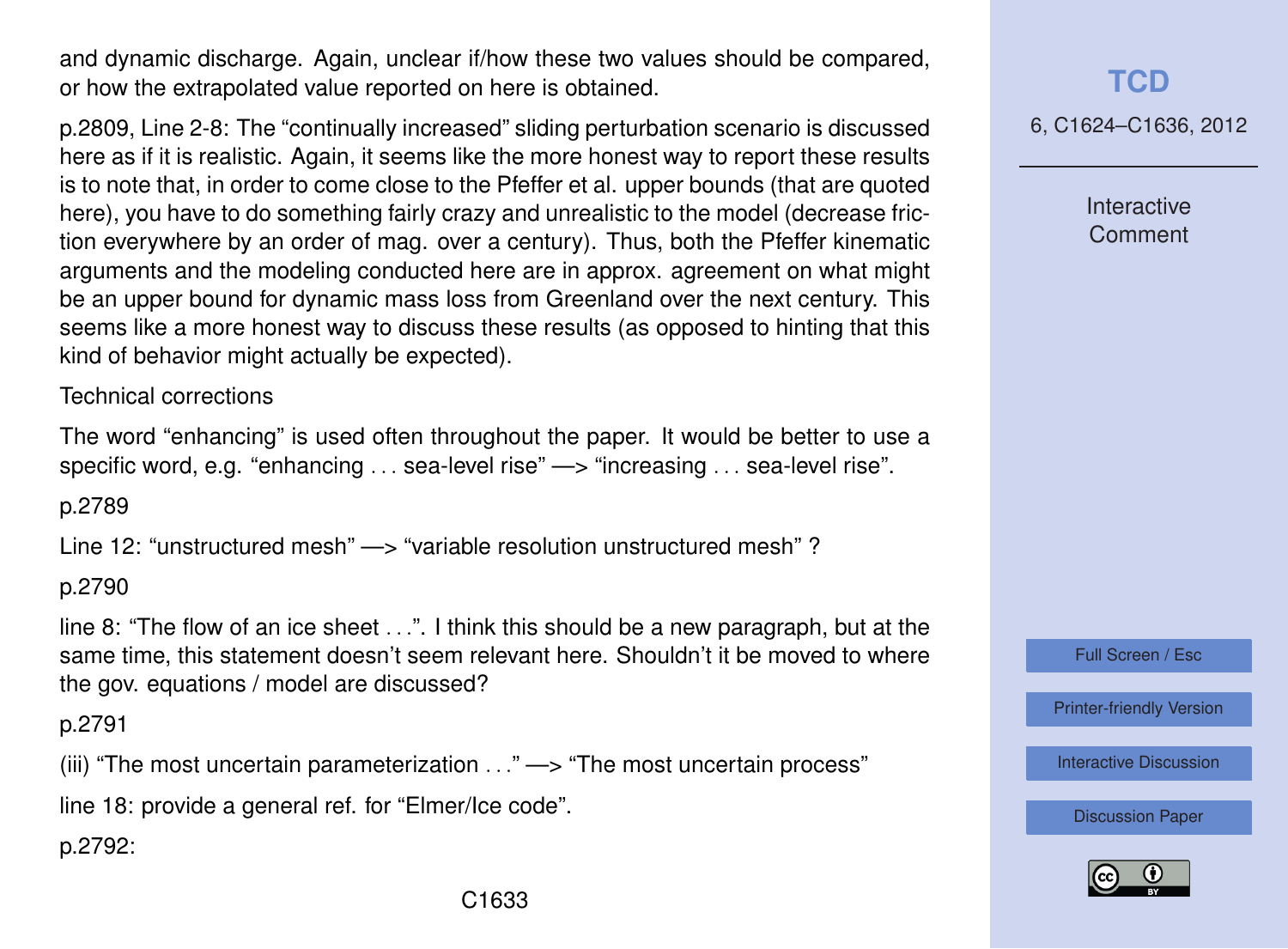and dynamic discharge. Again, unclear if/how these two values should be compared, or how the extrapolated value reported on here is obtained.

p.2809, Line 2-8: The "continually increased" sliding perturbation scenario is discussed here as if it is realistic. Again, it seems like the more honest way to report these results is to note that, in order to come close to the Pfeffer et al. upper bounds (that are quoted here), you have to do something fairly crazy and unrealistic to the model (decrease friction everywhere by an order of mag. over a century). Thus, both the Pfeffer kinematic arguments and the modeling conducted here are in approx. agreement on what might be an upper bound for dynamic mass loss from Greenland over the next century. This seems like a more honest way to discuss these results (as opposed to hinting that this kind of behavior might actually be expected).

Technical corrections

The word "enhancing" is used often throughout the paper. It would be better to use a specific word, e.g. "enhancing . . . sea-level rise" —> "increasing . . . sea-level rise".

p.2789

Line 12: "unstructured mesh" —> "variable resolution unstructured mesh" ?

p.2790

line 8: "The flow of an ice sheet . . .". I think this should be a new paragraph, but at the same time, this statement doesn't seem relevant here. Shouldn't it be moved to where the gov. equations / model are discussed?

p.2791

(iii) "The most uncertain parameterization . . ." —> "The most uncertain process"

line 18: provide a general ref. for "Elmer/Ice code".

p.2792: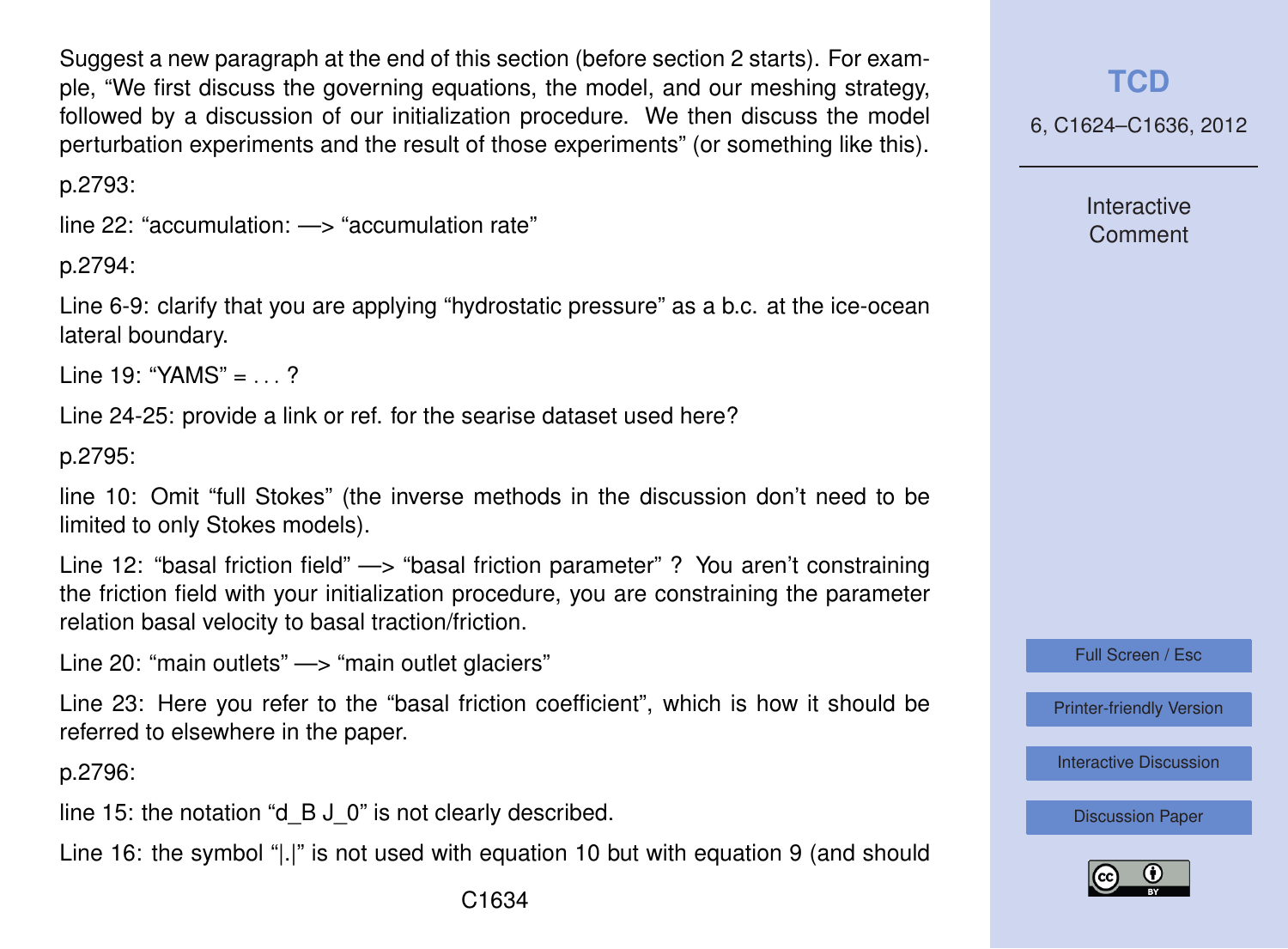Suggest a new paragraph at the end of this section (before section 2 starts). For example, "We first discuss the governing equations, the model, and our meshing strategy, followed by a discussion of our initialization procedure. We then discuss the model perturbation experiments and the result of those experiments" (or something like this).

p.2793:

line 22: "accumulation: —> "accumulation rate"

p.2794:

Line 6-9: clarify that you are applying "hydrostatic pressure" as a b.c. at the ice-ocean lateral boundary.

Line 19: "YAMS" = . . . ?

Line 24-25: provide a link or ref. for the searise dataset used here?

p.2795:

line 10: Omit "full Stokes" (the inverse methods in the discussion don't need to be limited to only Stokes models).

Line 12: "basal friction field" —> "basal friction parameter" ? You aren't constraining the friction field with your initialization procedure, you are constraining the parameter relation basal velocity to basal traction/friction.

Line 20: "main outlets" —> "main outlet glaciers"

Line 23: Here you refer to the "basal friction coefficient", which is how it should be referred to elsewhere in the paper.

p.2796:

line 15: the notation "d_B J_0" is not clearly described.

Line 16: the symbol "|.|" is not used with equation 10 but with equation 9 (and should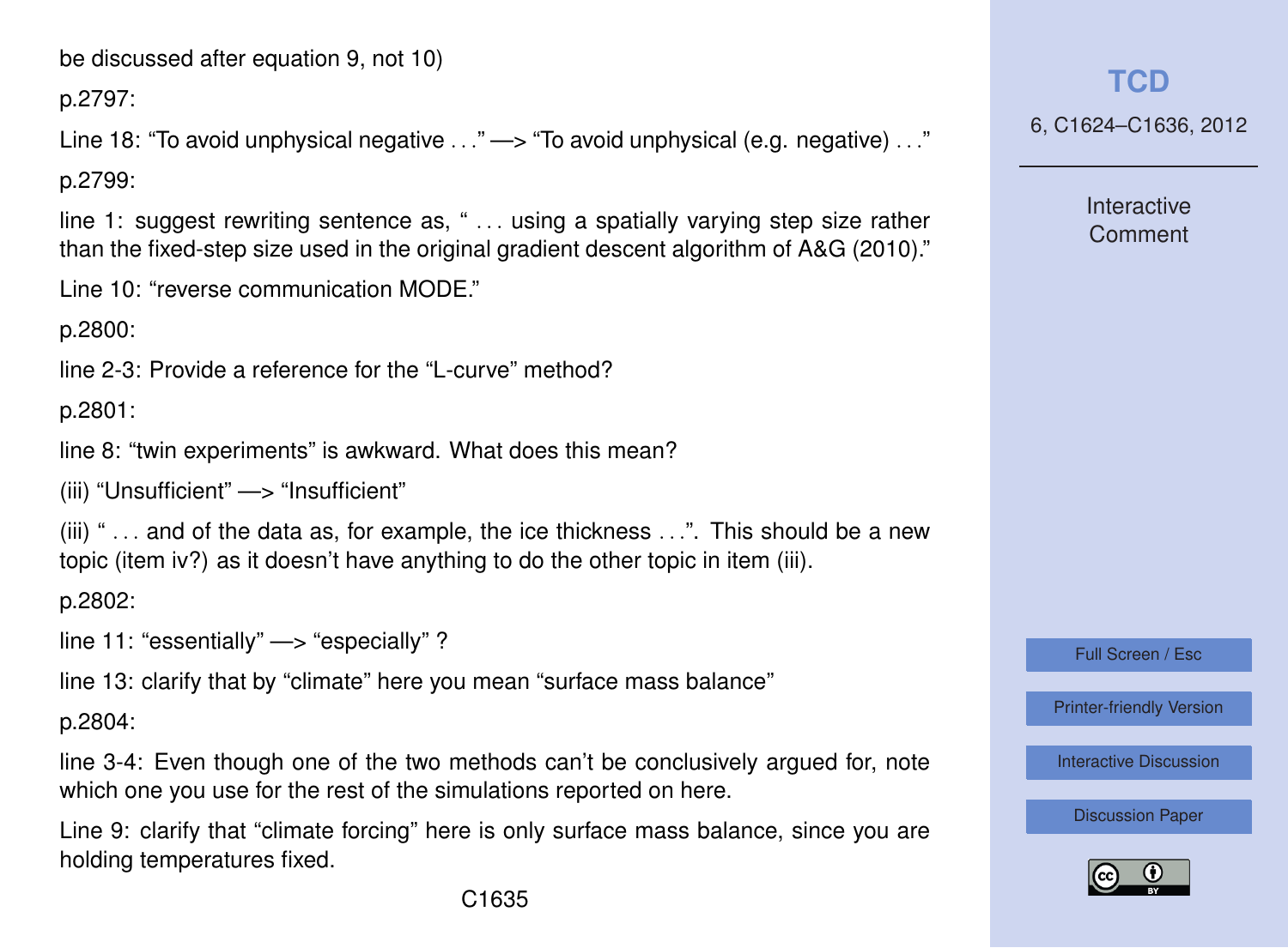be discussed after equation 9, not 10)

p.2797:

Line 18: “To avoid unphysical negative . . .” —> “To avoid unphysical (e.g. negative) . . .”

p.2799:

line 1: suggest rewriting sentence as, “ . . . using a spatially varying step size rather than the fixed-step size used in the original gradient descent algorithm of A&G (2010).”

Line 10: “reverse communication MODE.”

p.2800:

line 2-3: Provide a reference for the “L-curve” method?

p.2801:

line 8: “twin experiments” is awkward. What does this mean?

(iii) “Unsufficient” —> “Insufficient”

(iii) “ . . . and of the data as, for example, the ice thickness . . .”. This should be a new topic (item iv?) as it doesn’t have anything to do the other topic in item (iii).

p.2802:

line 11: “essentially” —> “especially” ?

line 13: clarify that by “climate” here you mean “surface mass balance”

p.2804:

line 3-4: Even though one of the two methods can’t be conclusively argued for, note which one you use for the rest of the simulations reported on here.

Line 9: clarify that “climate forcing” here is only surface mass balance, since you are holding temperatures fixed.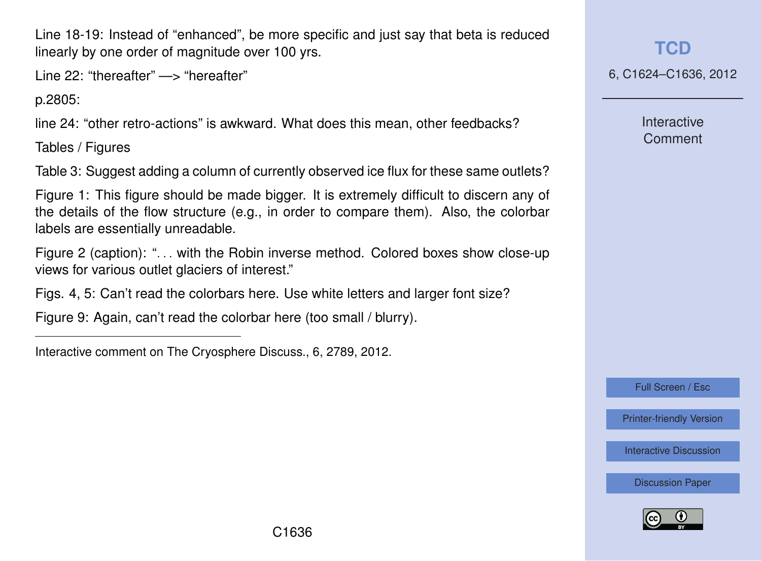Line 18-19: Instead of "enhanced", be more specific and just say that beta is reduced linearly by one order of magnitude over 100 yrs.

Line 22: "thereafter" —> "hereafter"

p.2805:

line 24: "other retro-actions" is awkward. What does this mean, other feedbacks?

Tables / Figures

Table 3: Suggest adding a column of currently observed ice flux for these same outlets?

Figure 1: This figure should be made bigger. It is extremely difficult to discern any of the details of the flow structure (e.g., in order to compare them). Also, the colorbar labels are essentially unreadable.

Figure 2 (caption): "... with the Robin inverse method. Colored boxes show close-up views for various outlet glaciers of interest."

Figs. 4, 5: Can't read the colorbars here. Use white letters and larger font size?

Figure 9: Again, can't read the colorbar here (too small / blurry).

---

Interactive comment on The Cryosphere Discuss., 6, 2789, 2012.